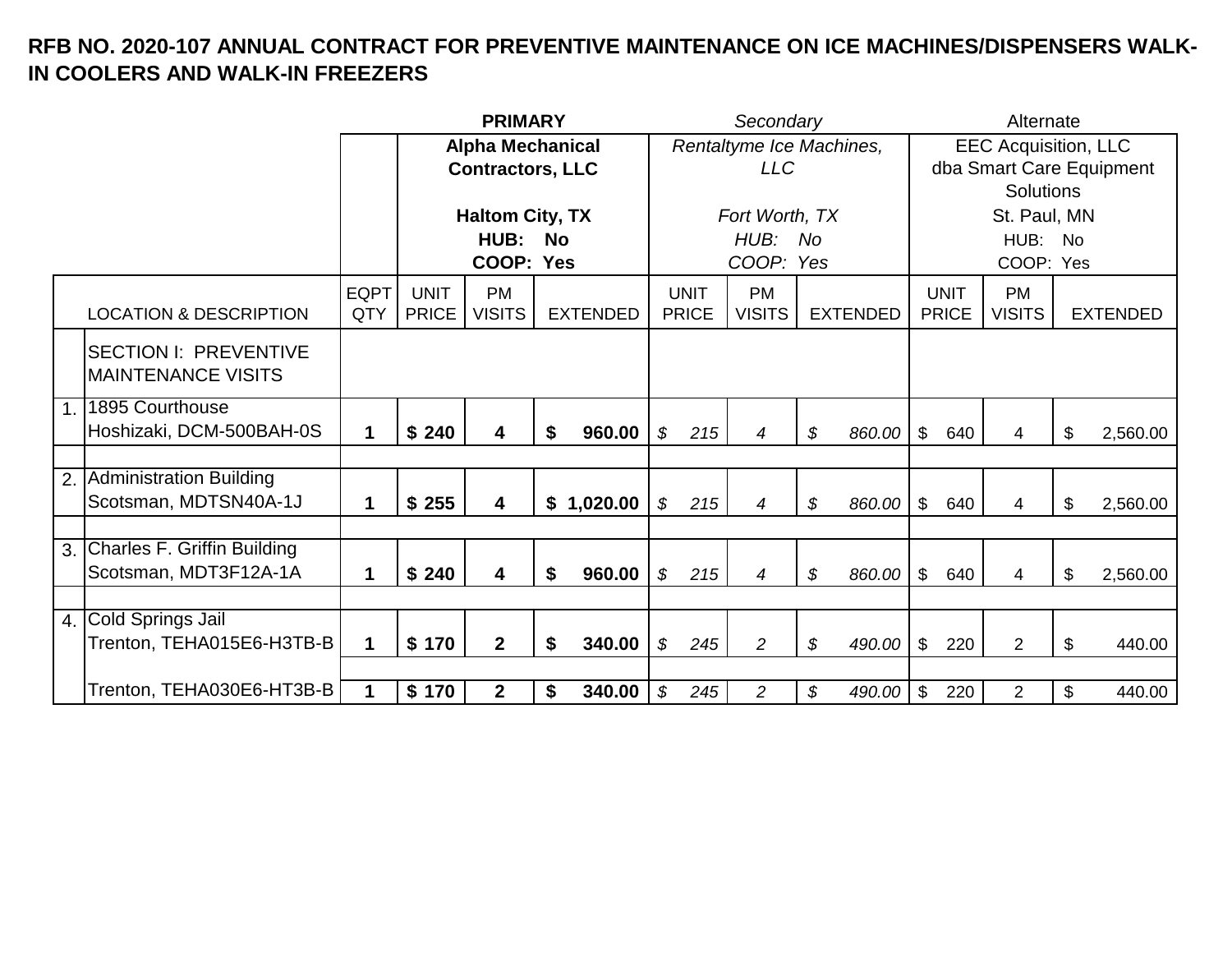**RFB NO. 2020-107 ANNUAL CONTRACT FOR PREVENTIVE MAINTENANCE ON ICE MACHINES/DISPENSERS WALK-IN COOLERS AND WALK-IN FREEZERS**

| | | | **PRIMARY** | | | *Secondary* | | | Alternate | | |
|---|---|---|---|---|---|---|---|---|---|---|---|
| | | | **Alpha Mechanical Contractors, LLC**<br><br>**Haltom City, TX**<br>**HUB: No**<br>**COOP: Yes** | | | *Rentaltyme Ice Machines, LLC*<br><br>*Fort Worth, TX*<br>*HUB: No*<br>*COOP: Yes* | | | EEC Acquisition, LLC dba Smart Care Equipment Solutions<br>St. Paul, MN<br>HUB: No<br>COOP: Yes | | |
| | LOCATION & DESCRIPTION | EQPT QTY | UNIT PRICE | PM VISITS | EXTENDED | UNIT PRICE | PM VISITS | EXTENDED | UNIT PRICE | PM VISITS | EXTENDED |
| | SECTION I: PREVENTIVE MAINTENANCE VISITS | | | | | | | | | | |
| 1. | 1895 Courthouse<br>Hoshizaki, DCM-500BAH-0S | **1** | **$ 240** | **4** | **$ 960.00** | *$ 215* | *4* | *$ 860.00* | $ 640 | 4 | $ 2,560.00 |
| 2. | Administration Building<br>Scotsman, MDTSN40A-1J | **1** | **$ 255** | **4** | **$ 1,020.00** | *$ 215* | *4* | *$ 860.00* | $ 640 | 4 | $ 2,560.00 |
| 3. | Charles F. Griffin Building<br>Scotsman, MDT3F12A-1A | **1** | **$ 240** | **4** | **$ 960.00** | *$ 215* | *4* | *$ 860.00* | $ 640 | 4 | $ 2,560.00 |
| 4. | Cold Springs Jail<br>Trenton, TEHA015E6-H3TB-B | **1** | **$ 170** | **2** | **$ 340.00** | *$ 245* | *2* | *$ 490.00* | $ 220 | 2 | $ 440.00 |
| | Trenton, TEHA030E6-HT3B-B | **1** | **$ 170** | **2** | **$ 340.00** | *$ 245* | *2* | *$ 490.00* | $ 220 | 2 | $ 440.00 |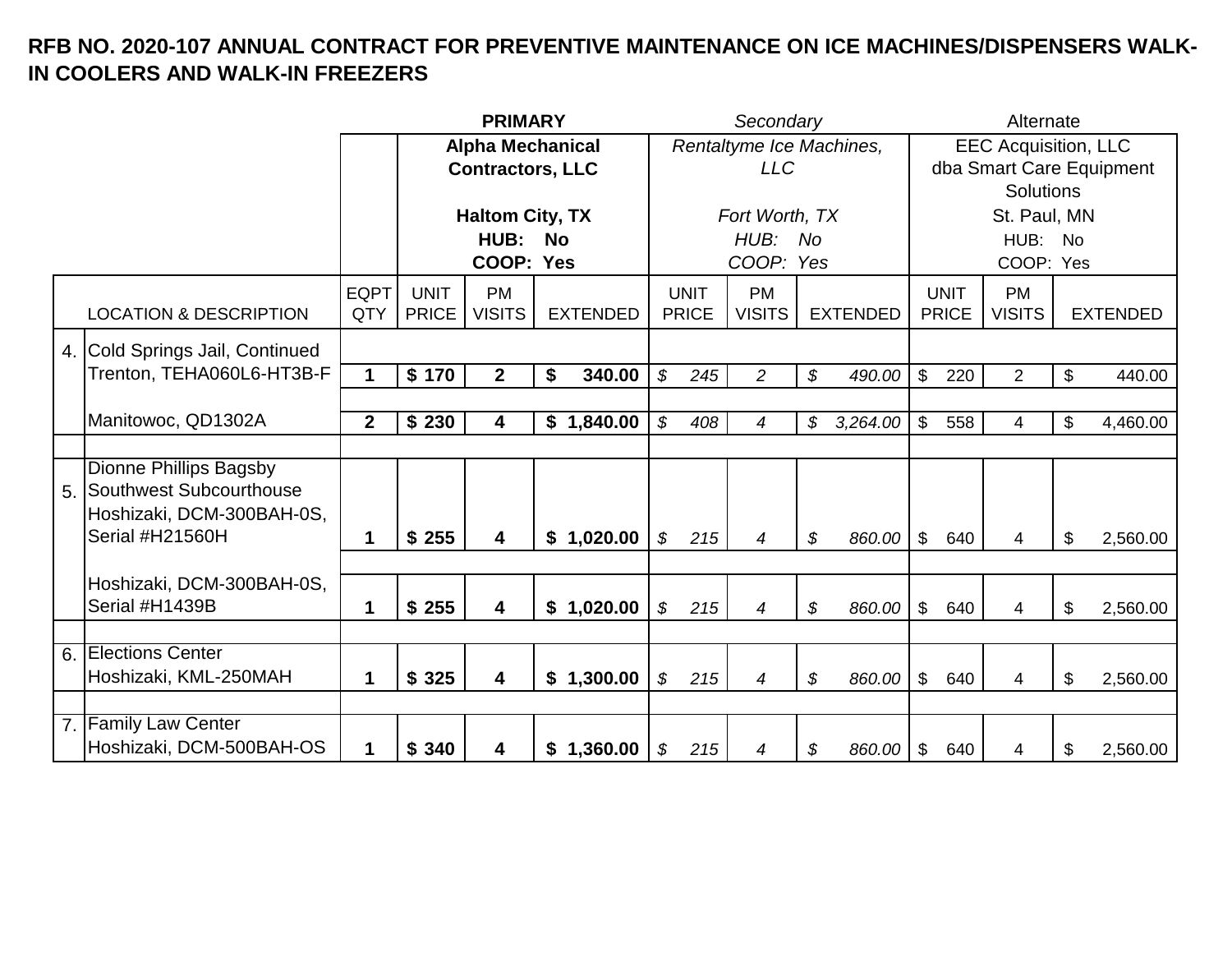# RFB NO. 2020-107 ANNUAL CONTRACT FOR PREVENTIVE MAINTENANCE ON ICE MACHINES/DISPENSERS WALK-IN COOLERS AND WALK-IN FREEZERS

| | | | **PRIMARY** | | | *Secondary* | | | Alternate | | |
|---|---|---|---|---|---|---|---|---|---|---|---|
| | | | **Alpha Mechanical Contractors, LLC**<br><br>**Haltom City, TX**<br>**HUB: No**<br>**COOP: Yes** | | | *Rentaltyme Ice Machines, LLC*<br><br>*Fort Worth, TX*<br>*HUB: No*<br>*COOP: Yes* | | | EEC Acquisition, LLC dba Smart Care Equipment Solutions<br>St. Paul, MN<br>HUB: No<br>COOP: Yes | | |
| | LOCATION & DESCRIPTION | EQPT QTY | UNIT PRICE | PM VISITS | EXTENDED | UNIT PRICE | PM VISITS | EXTENDED | UNIT PRICE | PM VISITS | EXTENDED |
| 4. | Cold Springs Jail, Continued<br>Trenton, TEHA060L6-HT3B-F | **1** | **$ 170** | **2** | **$ 340.00** | *$ 245* | *2* | *$ 490.00* | $ 220 | 2 | $ 440.00 |
| | Manitowoc, QD1302A | **2** | **$ 230** | **4** | **$ 1,840.00** | *$ 408* | *4* | *$ 3,264.00* | $ 558 | 4 | $ 4,460.00 |
| 5. | Dionne Phillips Bagsby Southwest Subcourthouse<br>Hoshizaki, DCM-300BAH-0S, Serial #H21560H | **1** | **$ 255** | **4** | **$ 1,020.00** | *$ 215* | *4* | *$ 860.00* | $ 640 | 4 | $ 2,560.00 |
| | Hoshizaki, DCM-300BAH-0S, Serial #H1439B | **1** | **$ 255** | **4** | **$ 1,020.00** | *$ 215* | *4* | *$ 860.00* | $ 640 | 4 | $ 2,560.00 |
| 6. | Elections Center<br>Hoshizaki, KML-250MAH | **1** | **$ 325** | **4** | **$ 1,300.00** | *$ 215* | *4* | *$ 860.00* | $ 640 | 4 | $ 2,560.00 |
| 7. | Family Law Center<br>Hoshizaki, DCM-500BAH-OS | **1** | **$ 340** | **4** | **$ 1,360.00** | *$ 215* | *4* | *$ 860.00* | $ 640 | 4 | $ 2,560.00 |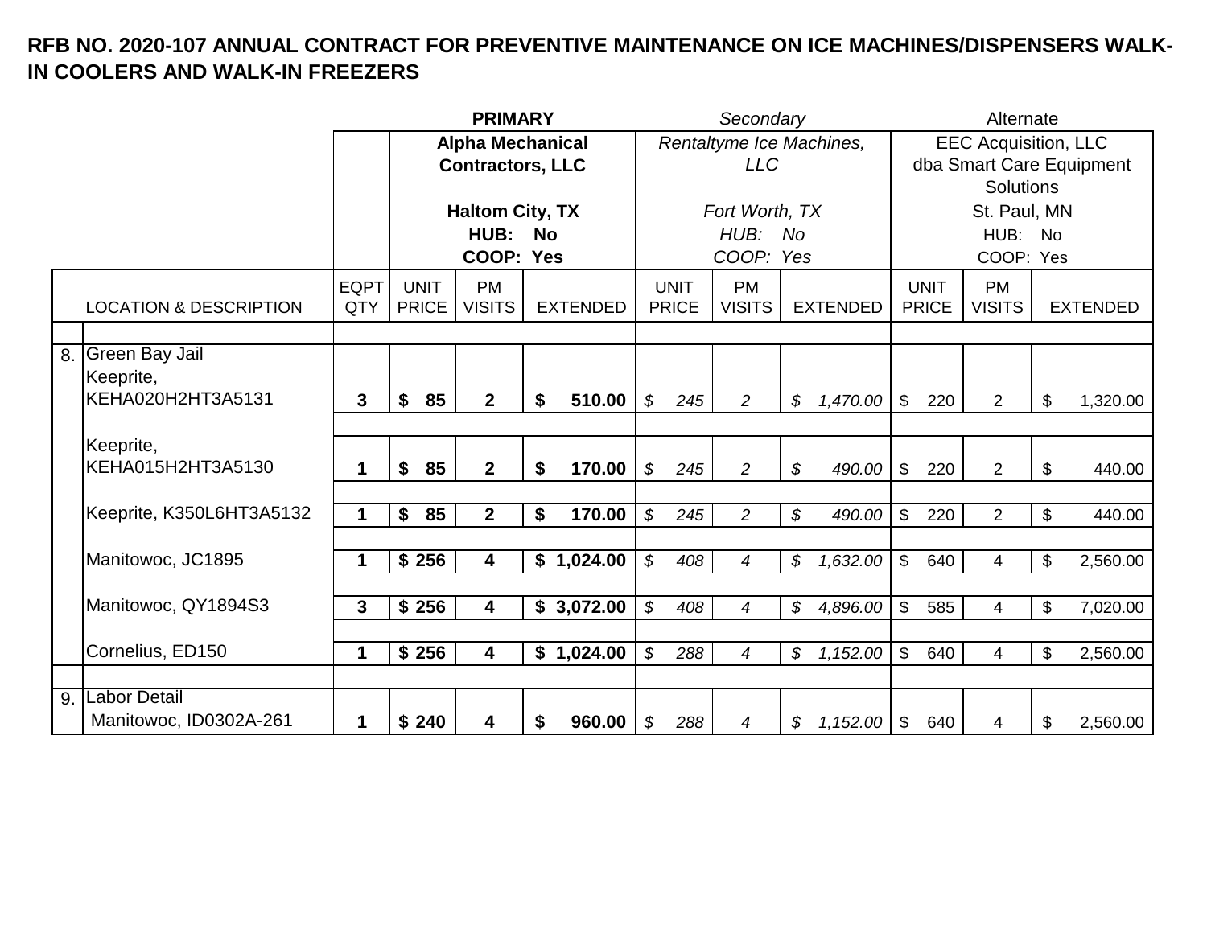**RFB NO. 2020-107 ANNUAL CONTRACT FOR PREVENTIVE MAINTENANCE ON ICE MACHINES/DISPENSERS WALK-IN COOLERS AND WALK-IN FREEZERS**

| | | | **PRIMARY** | | | *Secondary* | | | Alternate | | |
|---|---|---|---|---|---|---|---|---|---|---|---|
| | | | **Alpha Mechanical Contractors, LLC**<br><br>**Haltom City, TX**<br>**HUB: No**<br>**COOP: Yes** | | | *Rentaltyme Ice Machines, LLC*<br><br>*Fort Worth, TX*<br>*HUB: No*<br>*COOP: Yes* | | | EEC Acquisition, LLC dba Smart Care Equipment Solutions<br>St. Paul, MN<br>HUB: No<br>COOP: Yes | | |
| | LOCATION & DESCRIPTION | EQPT QTY | UNIT PRICE | PM VISITS | EXTENDED | UNIT PRICE | PM VISITS | EXTENDED | UNIT PRICE | PM VISITS | EXTENDED |
| 8. | Green Bay Jail<br>Keeprite, KEHA020H2HT3A5131 | **3** | **$ 85** | **2** | **$ 510.00** | *$ 245* | *2* | *$ 1,470.00* | $ 220 | 2 | $ 1,320.00 |
| | Keeprite, KEHA015H2HT3A5130 | **1** | **$ 85** | **2** | **$ 170.00** | *$ 245* | *2* | *$ 490.00* | $ 220 | 2 | $ 440.00 |
| | Keeprite, K350L6HT3A5132 | **1** | **$ 85** | **2** | **$ 170.00** | *$ 245* | *2* | *$ 490.00* | $ 220 | 2 | $ 440.00 |
| | Manitowoc, JC1895 | **1** | **$ 256** | **4** | **$ 1,024.00** | *$ 408* | *4* | *$ 1,632.00* | $ 640 | 4 | $ 2,560.00 |
| | Manitowoc, QY1894S3 | **3** | **$ 256** | **4** | **$ 3,072.00** | *$ 408* | *4* | *$ 4,896.00* | $ 585 | 4 | $ 7,020.00 |
| | Cornelius, ED150 | **1** | **$ 256** | **4** | **$ 1,024.00** | *$ 288* | *4* | *$ 1,152.00* | $ 640 | 4 | $ 2,560.00 |
| 9. | Labor Detail<br>Manitowoc, ID0302A-261 | **1** | **$ 240** | **4** | **$ 960.00** | *$ 288* | *4* | *$ 1,152.00* | $ 640 | 4 | $ 2,560.00 |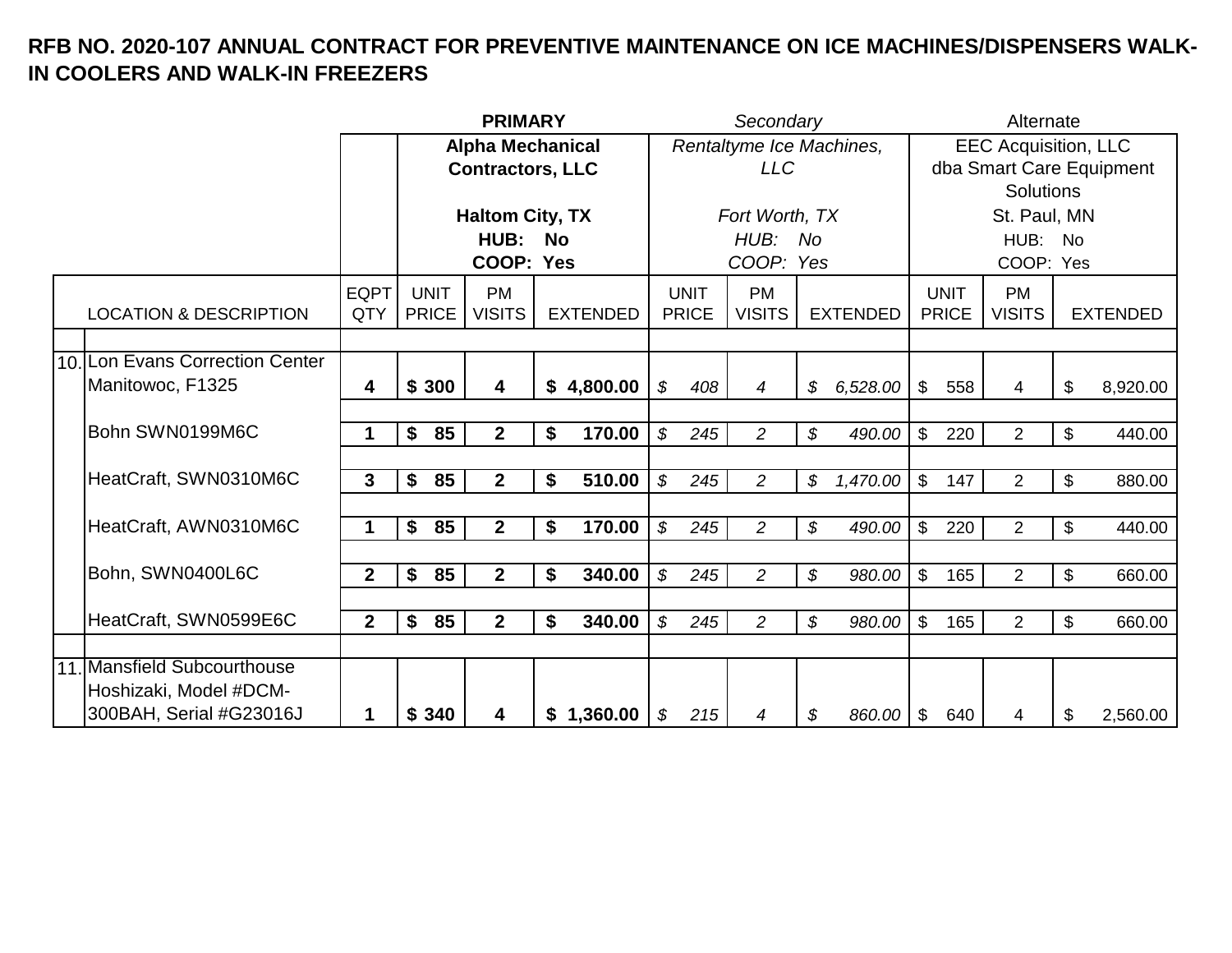# RFB NO. 2020-107 ANNUAL CONTRACT FOR PREVENTIVE MAINTENANCE ON ICE MACHINES/DISPENSERS WALK-IN COOLERS AND WALK-IN FREEZERS

| | | | **PRIMARY** | | | *Secondary* | | | Alternate | | |
|---|---|---|---|---|---|---|---|---|---|---|---|
| | | | **Alpha Mechanical Contractors, LLC** **Haltom City, TX** **HUB: No** **COOP: Yes** | | | *Rentaltyme Ice Machines, LLC* *Fort Worth, TX* *HUB: No* *COOP: Yes* | | | EEC Acquisition, LLC dba Smart Care Equipment Solutions St. Paul, MN HUB: No COOP: Yes | | |
| | LOCATION & DESCRIPTION | EQPT QTY | UNIT PRICE | PM VISITS | EXTENDED | UNIT PRICE | PM VISITS | EXTENDED | UNIT PRICE | PM VISITS | EXTENDED |
| 10. | Lon Evans Correction Center Manitowoc, F1325 | **4** | **$ 300** | **4** | **$ 4,800.00** | *$ 408* | *4* | *$ 6,528.00* | $ 558 | 4 | $ 8,920.00 |
| | Bohn SWN0199M6C | **1** | **$ 85** | **2** | **$ 170.00** | *$ 245* | *2* | *$ 490.00* | $ 220 | 2 | $ 440.00 |
| | HeatCraft, SWN0310M6C | **3** | **$ 85** | **2** | **$ 510.00** | *$ 245* | *2* | *$ 1,470.00* | $ 147 | 2 | $ 880.00 |
| | HeatCraft, AWN0310M6C | **1** | **$ 85** | **2** | **$ 170.00** | *$ 245* | *2* | *$ 490.00* | $ 220 | 2 | $ 440.00 |
| | Bohn, SWN0400L6C | **2** | **$ 85** | **2** | **$ 340.00** | *$ 245* | *2* | *$ 980.00* | $ 165 | 2 | $ 660.00 |
| | HeatCraft, SWN0599E6C | **2** | **$ 85** | **2** | **$ 340.00** | *$ 245* | *2* | *$ 980.00* | $ 165 | 2 | $ 660.00 |
| 11. | Mansfield Subcourthouse Hoshizaki, Model #DCM-300BAH, Serial #G23016J | **1** | **$ 340** | **4** | **$ 1,360.00** | *$ 215* | *4* | *$ 860.00* | $ 640 | 4 | $ 2,560.00 |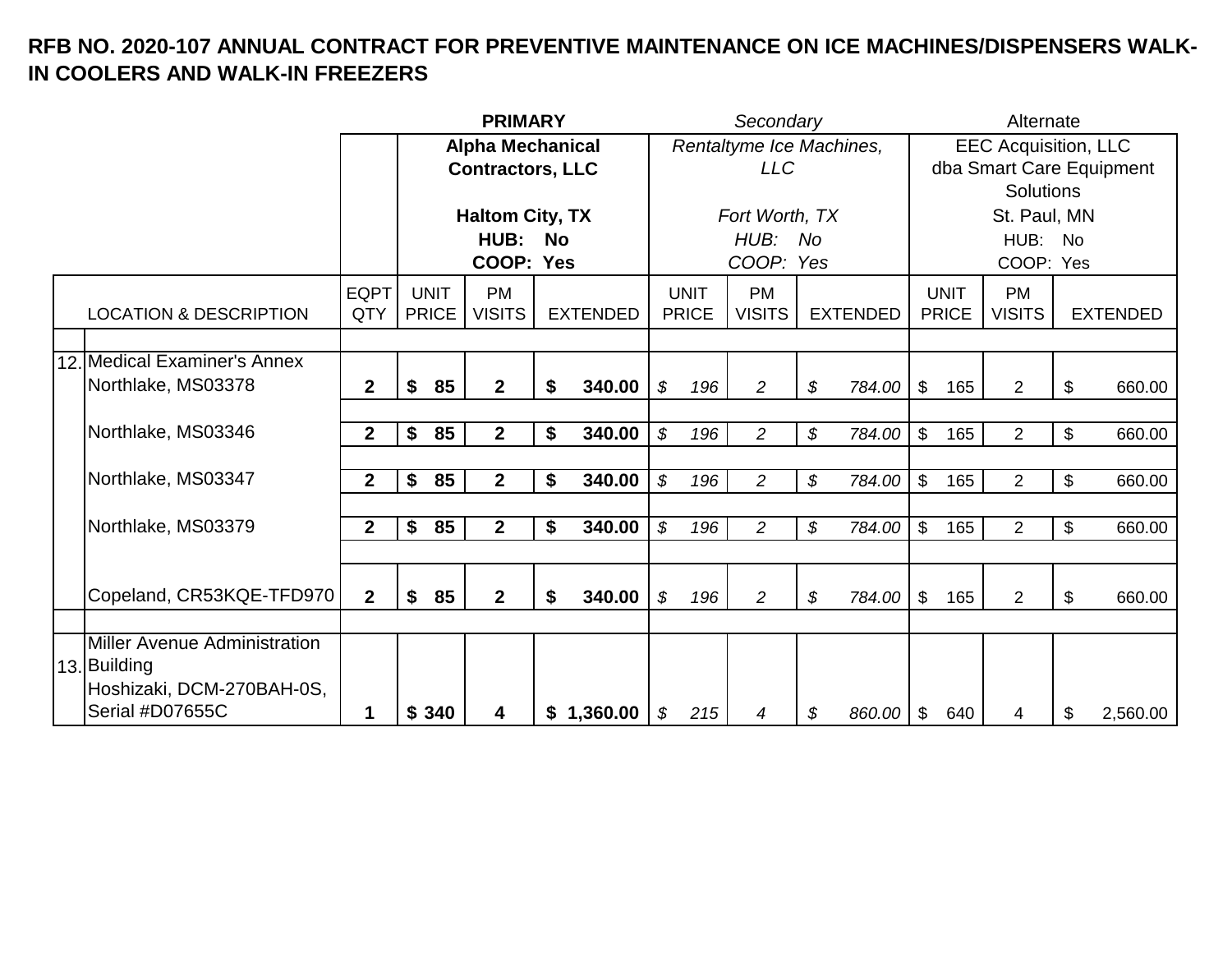**RFB NO. 2020-107 ANNUAL CONTRACT FOR PREVENTIVE MAINTENANCE ON ICE MACHINES/DISPENSERS WALK-IN COOLERS AND WALK-IN FREEZERS**

| | | | **PRIMARY** | | | *Secondary* | | | Alternate | | |
|---|---|---|---|---|---|---|---|---|---|---|---|
| | | | **Alpha Mechanical Contractors, LLC**<br><br>**Haltom City, TX**<br>**HUB: No**<br>**COOP: Yes** | | | *Rentaltyme Ice Machines, LLC*<br><br>*Fort Worth, TX*<br>*HUB: No*<br>*COOP: Yes* | | | EEC Acquisition, LLC dba Smart Care Equipment Solutions<br>St. Paul, MN<br>HUB: No<br>COOP: Yes | | |
| | LOCATION & DESCRIPTION | EQPT QTY | UNIT PRICE | PM VISITS | EXTENDED | UNIT PRICE | PM VISITS | EXTENDED | UNIT PRICE | PM VISITS | EXTENDED |
| 12. | Medical Examiner's Annex<br>Northlake, MS03378 | **2** | **$ 85** | **2** | **$ 340.00** | *$ 196* | *2* | *$ 784.00* | $ 165 | 2 | $ 660.00 |
| | Northlake, MS03346 | **2** | **$ 85** | **2** | **$ 340.00** | *$ 196* | *2* | *$ 784.00* | $ 165 | 2 | $ 660.00 |
| | Northlake, MS03347 | **2** | **$ 85** | **2** | **$ 340.00** | *$ 196* | *2* | *$ 784.00* | $ 165 | 2 | $ 660.00 |
| | Northlake, MS03379 | **2** | **$ 85** | **2** | **$ 340.00** | *$ 196* | *2* | *$ 784.00* | $ 165 | 2 | $ 660.00 |
| | Copeland, CR53KQE-TFD970 | **2** | **$ 85** | **2** | **$ 340.00** | *$ 196* | *2* | *$ 784.00* | $ 165 | 2 | $ 660.00 |
| 13. | Miller Avenue Administration Building<br>Hoshizaki, DCM-270BAH-0S, Serial #D07655C | **1** | **$ 340** | **4** | **$ 1,360.00** | *$ 215* | *4* | *$ 860.00* | $ 640 | 4 | $ 2,560.00 |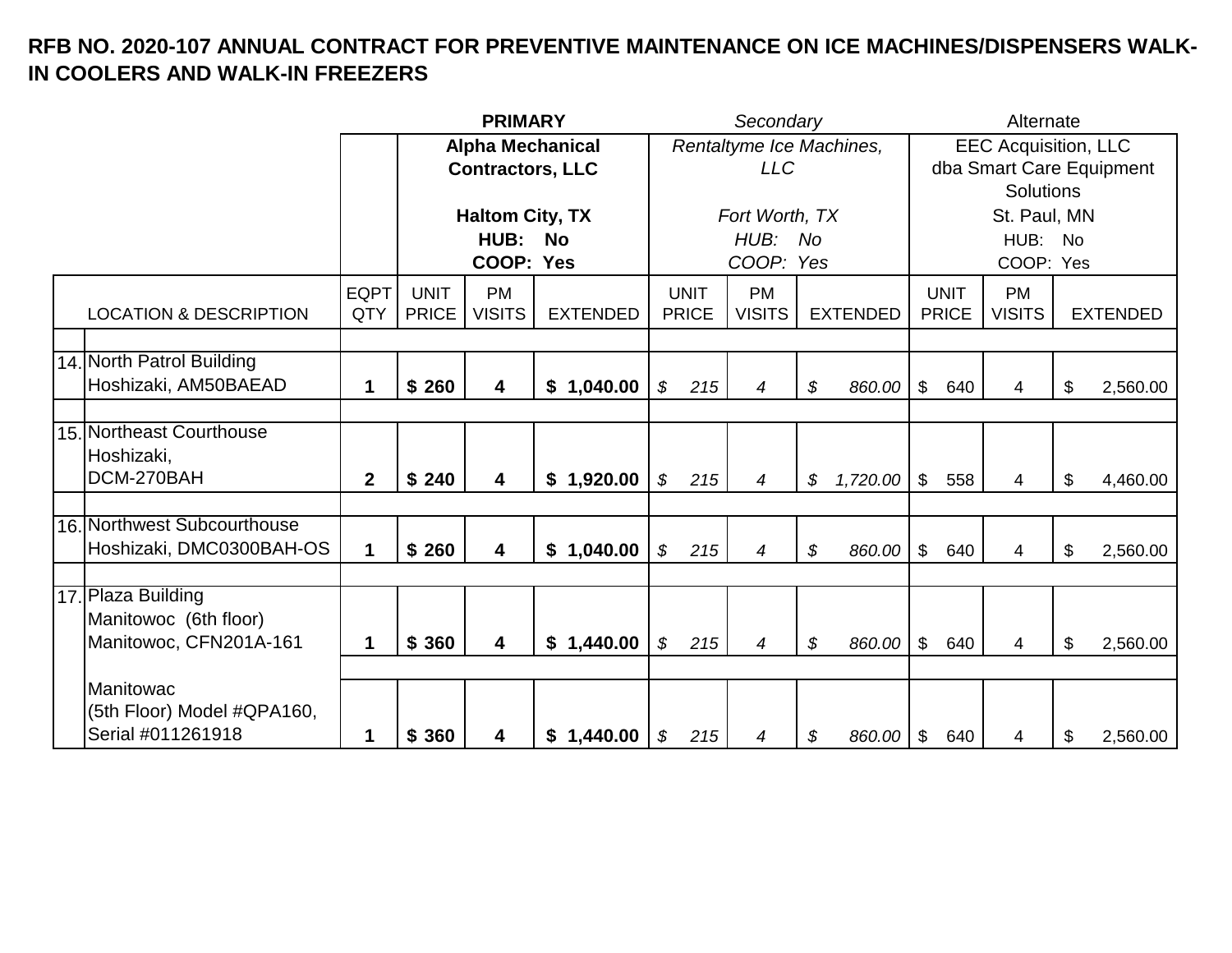# RFB NO. 2020-107 ANNUAL CONTRACT FOR PREVENTIVE MAINTENANCE ON ICE MACHINES/DISPENSERS WALK-IN COOLERS AND WALK-IN FREEZERS

| | | | **PRIMARY** | | | *Secondary* | | | Alternate | | |
|---|---|---|---|---|---|---|---|---|---|---|---|
| | | **Alpha Mechanical Contractors, LLC<br><br>Haltom City, TX<br>HUB: No<br>COOP: Yes** | | | | *Rentaltyme Ice Machines, LLC<br><br>Fort Worth, TX<br>HUB: No<br>COOP: Yes* | | | EEC Acquisition, LLC dba Smart Care Equipment Solutions<br>St. Paul, MN<br>HUB: No<br>COOP: Yes | | |
| | LOCATION & DESCRIPTION | EQPT QTY | UNIT PRICE | PM VISITS | EXTENDED | UNIT PRICE | PM VISITS | EXTENDED | UNIT PRICE | PM VISITS | EXTENDED |
| 14. | North Patrol Building<br>Hoshizaki, AM50BAEAD | **1** | **$ 260** | **4** | **$ 1,040.00** | *$ 215* | *4* | *$ 860.00* | $ 640 | 4 | $ 2,560.00 |
| 15. | Northeast Courthouse<br>Hoshizaki,<br>DCM-270BAH | **2** | **$ 240** | **4** | **$ 1,920.00** | *$ 215* | *4* | *$ 1,720.00* | $ 558 | 4 | $ 4,460.00 |
| 16. | Northwest Subcourthouse<br>Hoshizaki, DMC0300BAH-OS | **1** | **$ 260** | **4** | **$ 1,040.00** | *$ 215* | *4* | *$ 860.00* | $ 640 | 4 | $ 2,560.00 |
| 17. | Plaza Building<br>Manitowoc (6th floor)<br>Manitowoc, CFN201A-161 | **1** | **$ 360** | **4** | **$ 1,440.00** | *$ 215* | *4* | *$ 860.00* | $ 640 | 4 | $ 2,560.00 |
| | Manitowac<br>(5th Floor) Model #QPA160,<br>Serial #011261918 | **1** | **$ 360** | **4** | **$ 1,440.00** | *$ 215* | *4* | *$ 860.00* | $ 640 | 4 | $ 2,560.00 |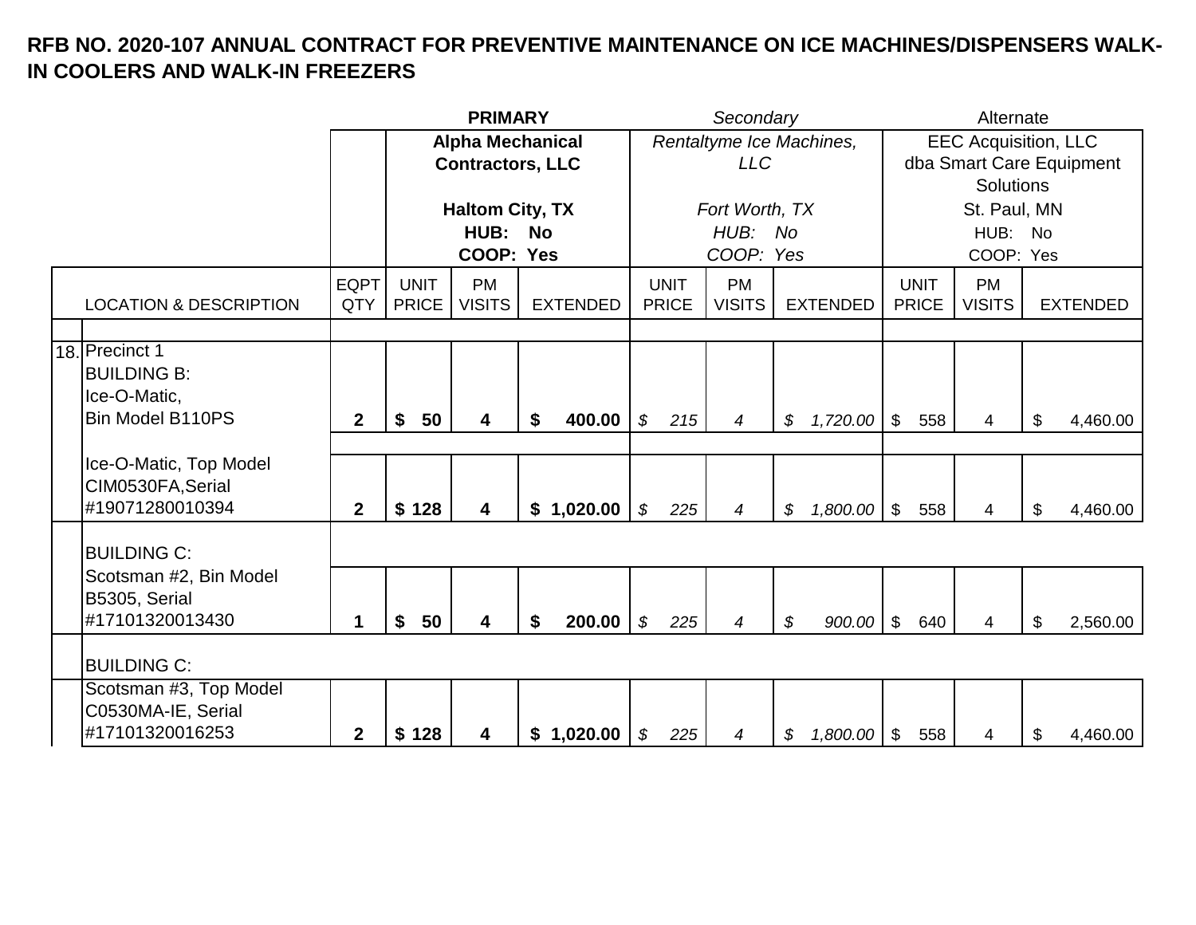# RFB NO. 2020-107 ANNUAL CONTRACT FOR PREVENTIVE MAINTENANCE ON ICE MACHINES/DISPENSERS WALK-IN COOLERS AND WALK-IN FREEZERS

| | | | **PRIMARY** | | | *Secondary* | | | Alternate | | |
|---|---|---|---|---|---|---|---|---|---|---|---|
| | | **Alpha Mechanical Contractors, LLC**<br><br>**Haltom City, TX**<br>**HUB: No**<br>**COOP: Yes** | | | *Rentaltyme Ice Machines, LLC*<br><br>*Fort Worth, TX*<br>*HUB: No*<br>*COOP: Yes* | | | EEC Acquisition, LLC dba Smart Care Equipment Solutions<br><br>St. Paul, MN<br>HUB: No<br>COOP: Yes | | |
| | LOCATION & DESCRIPTION | EQPT QTY | UNIT PRICE | PM VISITS | EXTENDED | UNIT PRICE | PM VISITS | EXTENDED | UNIT PRICE | PM VISITS | EXTENDED |
| 18. | Precinct 1<br>BUILDING B:<br>Ice-O-Matic,<br>Bin Model B110PS | **2** | **$ 50** | **4** | **$ 400.00** | *$ 215* | *4* | *$ 1,720.00* | $ 558 | 4 | $ 4,460.00 |
| | Ice-O-Matic, Top Model CIM0530FA,Serial #19071280010394 | **2** | **$ 128** | **4** | **$ 1,020.00** | *$ 225* | *4* | *$ 1,800.00* | $ 558 | 4 | $ 4,460.00 |
| | BUILDING C:<br>Scotsman #2, Bin Model B5305, Serial #17101320013430 | **1** | **$ 50** | **4** | **$ 200.00** | *$ 225* | *4* | *$ 900.00* | $ 640 | 4 | $ 2,560.00 |
| | BUILDING C:<br>Scotsman #3, Top Model C0530MA-IE, Serial #17101320016253 | **2** | **$ 128** | **4** | **$ 1,020.00** | *$ 225* | *4* | *$ 1,800.00* | $ 558 | 4 | $ 4,460.00 |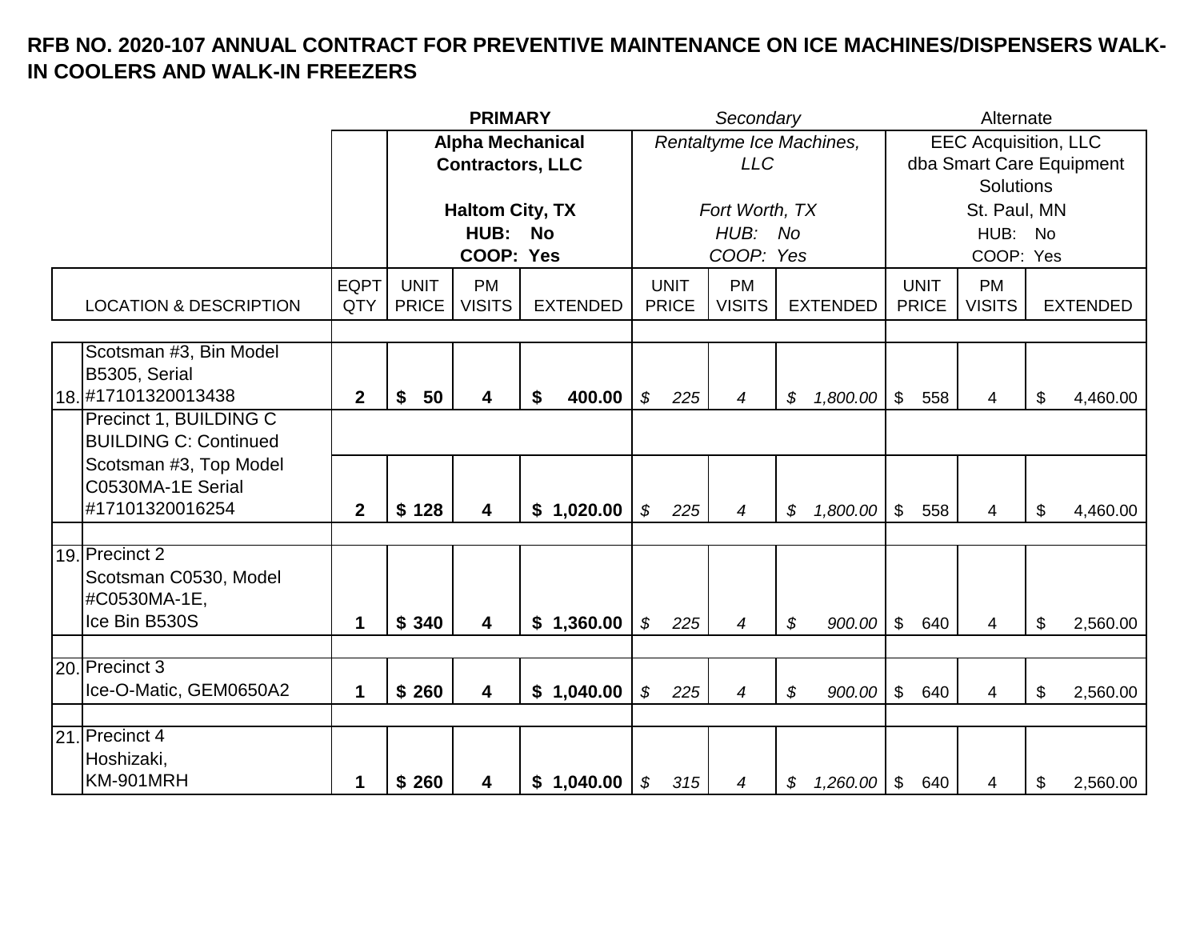**RFB NO. 2020-107 ANNUAL CONTRACT FOR PREVENTIVE MAINTENANCE ON ICE MACHINES/DISPENSERS WALK-IN COOLERS AND WALK-IN FREEZERS**

| | | | **PRIMARY** | | | *Secondary* | | | Alternate | | |
|---|---|---|---|---|---|---|---|---|---|---|---|
| | | **Alpha Mechanical Contractors, LLC**<br><br>**Haltom City, TX**<br>**HUB: No**<br>**COOP: Yes** | | | *Rentaltyme Ice Machines, LLC*<br><br>*Fort Worth, TX*<br>*HUB: No*<br>*COOP: Yes* | | | EEC Acquisition, LLC dba Smart Care Equipment Solutions<br>St. Paul, MN<br>HUB: No<br>COOP: Yes | | |
| **LOCATION & DESCRIPTION** | EQPT QTY | UNIT PRICE | PM VISITS | EXTENDED | UNIT PRICE | PM VISITS | EXTENDED | UNIT PRICE | PM VISITS | EXTENDED |
| 18. Scotsman #3, Bin Model B5305, Serial #17101320013438 | **2** | **$ 50** | **4** | **$ 400.00** | *$ 225* | *4* | *$ 1,800.00* | $ 558 | 4 | $ 4,460.00 |
| Precinct 1, BUILDING C<br>BUILDING C: Continued | | | | | | | | | | |
| Scotsman #3, Top Model C0530MA-1E Serial #17101320016254 | **2** | **$ 128** | **4** | **$ 1,020.00** | *$ 225* | *4* | *$ 1,800.00* | $ 558 | 4 | $ 4,460.00 |
| 19. Precinct 2<br>Scotsman C0530, Model #C0530MA-1E,<br>Ice Bin B530S | **1** | **$ 340** | **4** | **$ 1,360.00** | *$ 225* | *4* | *$ 900.00* | $ 640 | 4 | $ 2,560.00 |
| 20. Precinct 3<br>Ice-O-Matic, GEM0650A2 | **1** | **$ 260** | **4** | **$ 1,040.00** | *$ 225* | *4* | *$ 900.00* | $ 640 | 4 | $ 2,560.00 |
| 21. Precinct 4<br>Hoshizaki,<br>KM-901MRH | **1** | **$ 260** | **4** | **$ 1,040.00** | *$ 315* | *4* | *$ 1,260.00* | $ 640 | 4 | $ 2,560.00 |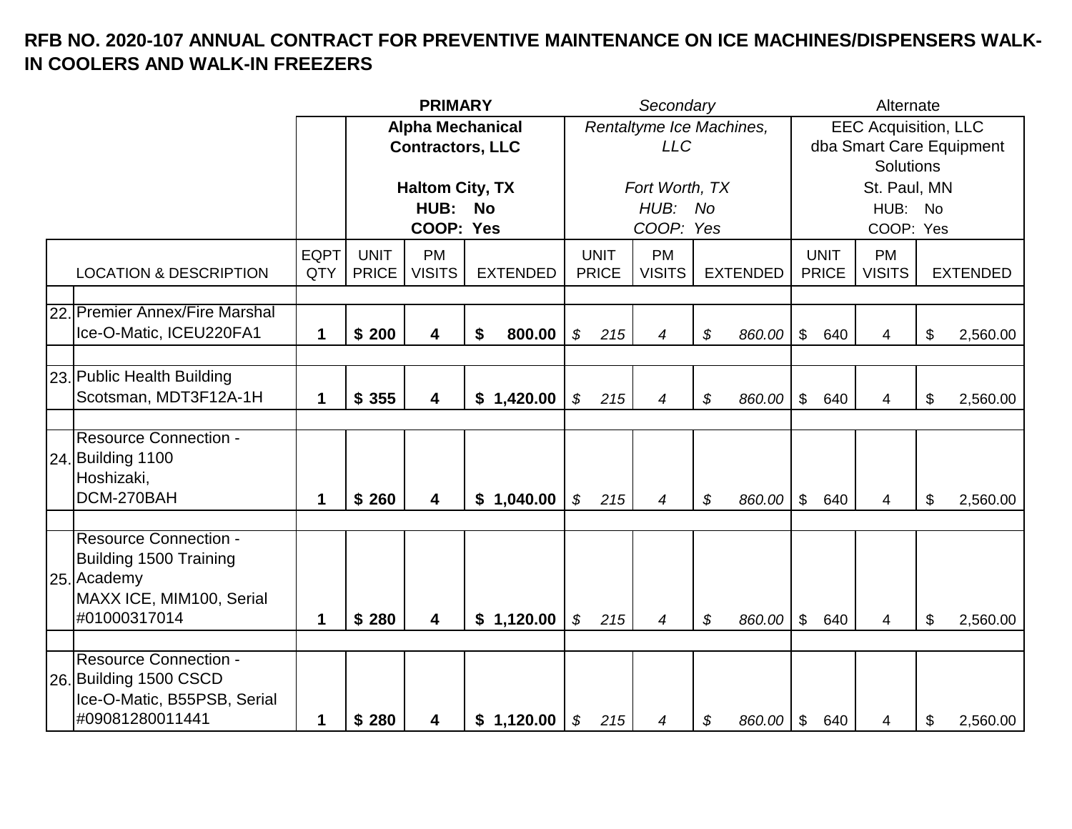**RFB NO. 2020-107 ANNUAL CONTRACT FOR PREVENTIVE MAINTENANCE ON ICE MACHINES/DISPENSERS WALK-IN COOLERS AND WALK-IN FREEZERS**

| | | | **PRIMARY** | | | *Secondary* | | | Alternate | | |
|---|---|---|---|---|---|---|---|---|---|---|---|
| | | **Alpha Mechanical Contractors, LLC**<br><br>**Haltom City, TX**<br>**HUB: No**<br>**COOP: Yes** | | | *Rentaltyme Ice Machines, LLC*<br><br>*Fort Worth, TX*<br>*HUB: No*<br>*COOP: Yes* | | | EEC Acquisition, LLC dba Smart Care Equipment Solutions<br>St. Paul, MN<br>HUB: No<br>COOP: Yes | | |
| | **LOCATION & DESCRIPTION** | **EQPT QTY** | **UNIT PRICE** | **PM VISITS** | **EXTENDED** | *UNIT PRICE* | *PM VISITS* | *EXTENDED* | UNIT PRICE | PM VISITS | EXTENDED |
| 22. | Premier Annex/Fire Marshal<br>Ice-O-Matic, ICEU220FA1 | **1** | **$ 200** | **4** | **$ 800.00** | *$ 215* | *4* | *$ 860.00* | $ 640 | 4 | $ 2,560.00 |
| 23. | Public Health Building<br>Scotsman, MDT3F12A-1H | **1** | **$ 355** | **4** | **$ 1,420.00** | *$ 215* | *4* | *$ 860.00* | $ 640 | 4 | $ 2,560.00 |
| 24. | Resource Connection - Building 1100<br>Hoshizaki,<br>DCM-270BAH | **1** | **$ 260** | **4** | **$ 1,040.00** | *$ 215* | *4* | *$ 860.00* | $ 640 | 4 | $ 2,560.00 |
| 25. | Resource Connection - Building 1500 Training Academy<br>MAXX ICE, MIM100, Serial #01000317014 | **1** | **$ 280** | **4** | **$ 1,120.00** | *$ 215* | *4* | *$ 860.00* | $ 640 | 4 | $ 2,560.00 |
| 26. | Resource Connection - Building 1500 CSCD<br>Ice-O-Matic, B55PSB, Serial #09081280011441 | **1** | **$ 280** | **4** | **$ 1,120.00** | *$ 215* | *4* | *$ 860.00* | $ 640 | 4 | $ 2,560.00 |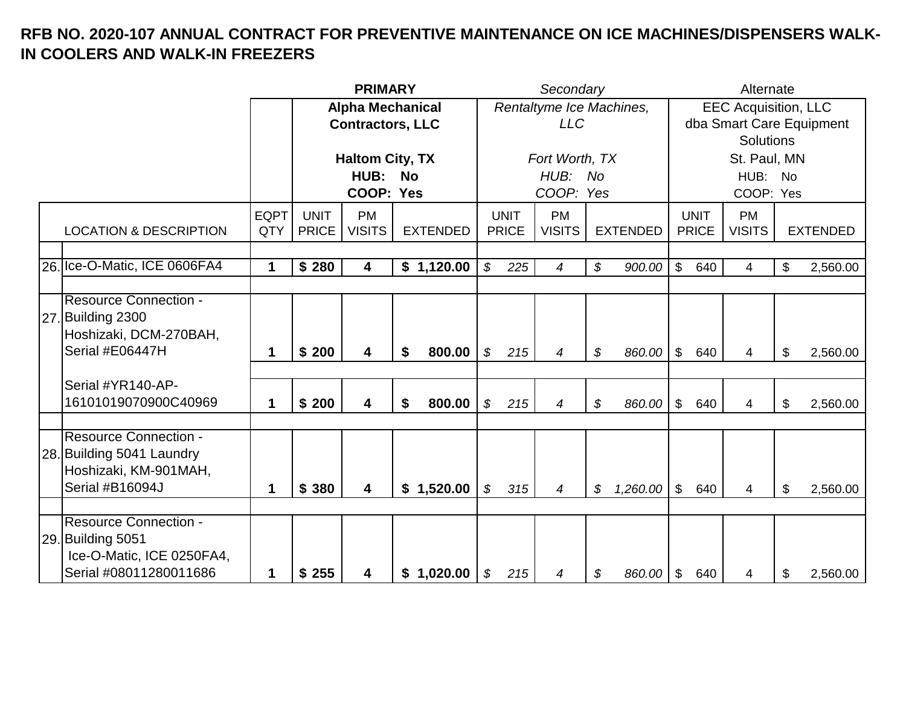**RFB NO. 2020-107 ANNUAL CONTRACT FOR PREVENTIVE MAINTENANCE ON ICE MACHINES/DISPENSERS WALK-IN COOLERS AND WALK-IN FREEZERS**

| | | | **PRIMARY** | | | *Secondary* | | | Alternate | | |
|---|---|---|---|---|---|---|---|---|---|---|---|
| | | **Alpha Mechanical Contractors, LLC**<br><br>**Haltom City, TX**<br>**HUB: No**<br>**COOP: Yes** | | | *Rentaltyme Ice Machines, LLC*<br><br>*Fort Worth, TX*<br>*HUB: No*<br>*COOP: Yes* | | | EEC Acquisition, LLC dba Smart Care Equipment Solutions<br>St. Paul, MN<br>HUB: No<br>COOP: Yes | | |
| **LOCATION & DESCRIPTION** | **EQPT QTY** | **UNIT PRICE** | **PM VISITS** | **EXTENDED** | **UNIT PRICE** | **PM VISITS** | **EXTENDED** | **UNIT PRICE** | **PM VISITS** | **EXTENDED** |
| 26. Ice-O-Matic, ICE 0606FA4 | **1** | **$ 280** | **4** | **$ 1,120.00** | *$ 225* | *4* | *$ 900.00* | $ 640 | 4 | $ 2,560.00 |
| 27. Resource Connection - Building 2300 Hoshizaki, DCM-270BAH, Serial #E06447H | **1** | **$ 200** | **4** | **$ 800.00** | *$ 215* | *4* | *$ 860.00* | $ 640 | 4 | $ 2,560.00 |
| Serial #YR140-AP-16101019070900C40969 | **1** | **$ 200** | **4** | **$ 800.00** | *$ 215* | *4* | *$ 860.00* | $ 640 | 4 | $ 2,560.00 |
| 28. Resource Connection - Building 5041 Laundry Hoshizaki, KM-901MAH, Serial #B16094J | **1** | **$ 380** | **4** | **$ 1,520.00** | *$ 315* | *4* | *$ 1,260.00* | $ 640 | 4 | $ 2,560.00 |
| 29. Resource Connection - Building 5051 Ice-O-Matic, ICE 0250FA4, Serial #08011280011686 | **1** | **$ 255** | **4** | **$ 1,020.00** | *$ 215* | *4* | *$ 860.00* | $ 640 | 4 | $ 2,560.00 |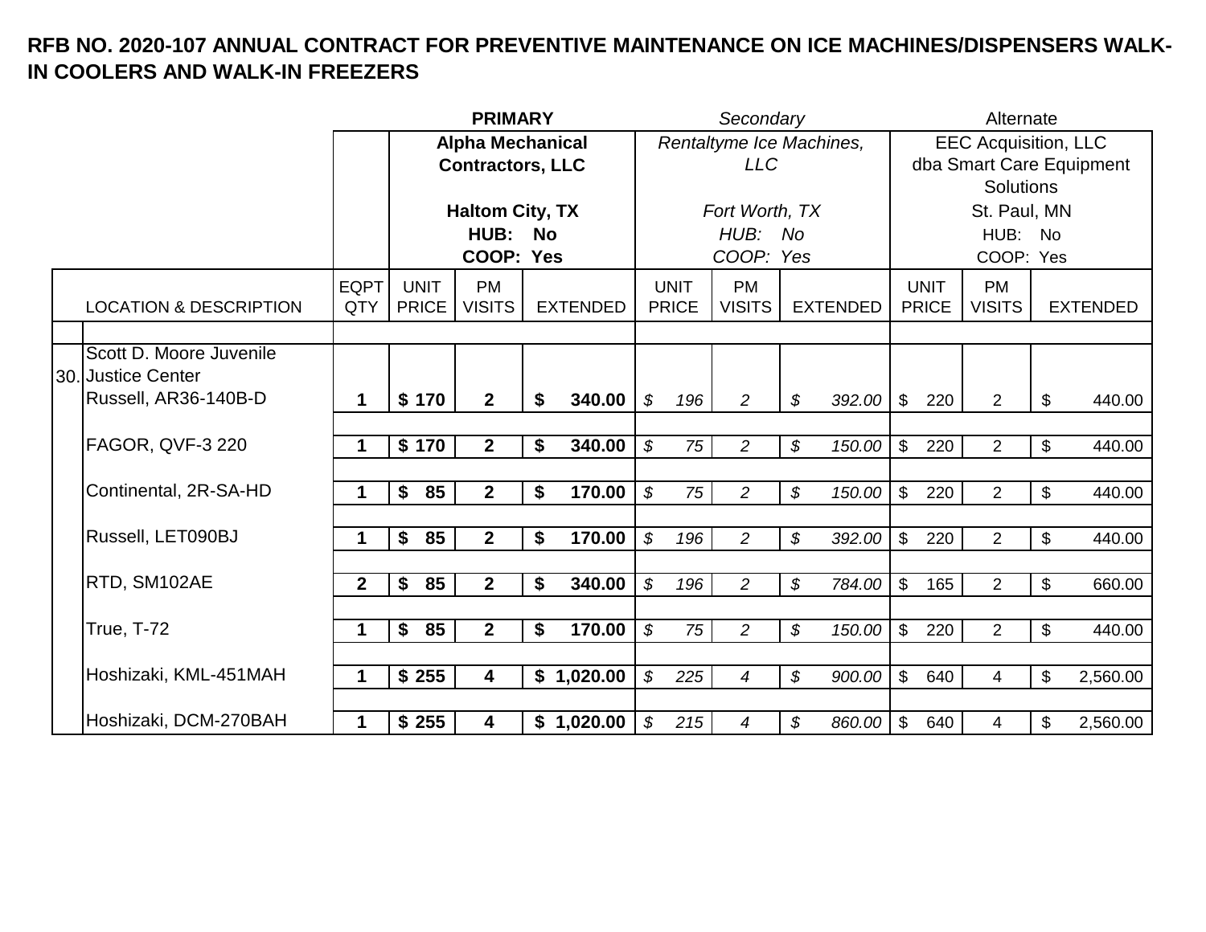# RFB NO. 2020-107 ANNUAL CONTRACT FOR PREVENTIVE MAINTENANCE ON ICE MACHINES/DISPENSERS WALK-IN COOLERS AND WALK-IN FREEZERS

| | LOCATION & DESCRIPTION | EQPT QTY | **PRIMARY** **Alpha Mechanical Contractors, LLC** **Haltom City, TX** **HUB: No** **COOP: Yes** | | | *Secondary* *Rentaltyme Ice Machines, LLC* *Fort Worth, TX* *HUB: No* *COOP: Yes* | | | Alternate EEC Acquisition, LLC dba Smart Care Equipment Solutions St. Paul, MN HUB: No COOP: Yes | | |
|---|---|---|---|---|---|---|---|---|---|---|---|
| | | | UNIT PRICE | PM VISITS | EXTENDED | UNIT PRICE | PM VISITS | EXTENDED | UNIT PRICE | PM VISITS | EXTENDED |
| 30. | Scott D. Moore Juvenile Justice Center Russell, AR36-140B-D | 1 | $ 170 | 2 | $ 340.00 | $ 196 | 2 | $ 392.00 | $ 220 | 2 | $ 440.00 |
| | FAGOR, QVF-3 220 | 1 | $ 170 | 2 | $ 340.00 | $ 75 | 2 | $ 150.00 | $ 220 | 2 | $ 440.00 |
| | Continental, 2R-SA-HD | 1 | $ 85 | 2 | $ 170.00 | $ 75 | 2 | $ 150.00 | $ 220 | 2 | $ 440.00 |
| | Russell, LET090BJ | 1 | $ 85 | 2 | $ 170.00 | $ 196 | 2 | $ 392.00 | $ 220 | 2 | $ 440.00 |
| | RTD, SM102AE | 2 | $ 85 | 2 | $ 340.00 | $ 196 | 2 | $ 784.00 | $ 165 | 2 | $ 660.00 |
| | True, T-72 | 1 | $ 85 | 2 | $ 170.00 | $ 75 | 2 | $ 150.00 | $ 220 | 2 | $ 440.00 |
| | Hoshizaki, KML-451MAH | 1 | $ 255 | 4 | $ 1,020.00 | $ 225 | 4 | $ 900.00 | $ 640 | 4 | $ 2,560.00 |
| | Hoshizaki, DCM-270BAH | 1 | $ 255 | 4 | $ 1,020.00 | $ 215 | 4 | $ 860.00 | $ 640 | 4 | $ 2,560.00 |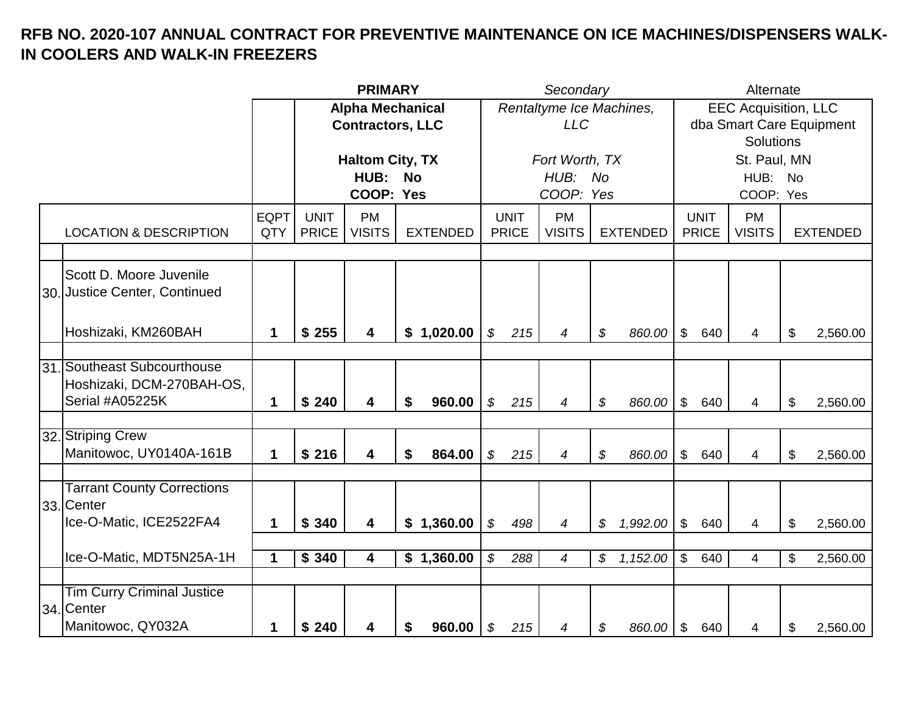**RFB NO. 2020-107 ANNUAL CONTRACT FOR PREVENTIVE MAINTENANCE ON ICE MACHINES/DISPENSERS WALK-IN COOLERS AND WALK-IN FREEZERS**

| | | | **PRIMARY** | | | *Secondary* | | | Alternate | | |
|---|---|---|---|---|---|---|---|---|---|---|---|
| | | | **Alpha Mechanical Contractors, LLC**<br><br>**Haltom City, TX**<br>**HUB: No**<br>**COOP: Yes** | | | *Rentaltyme Ice Machines, LLC*<br><br>*Fort Worth, TX*<br>*HUB: No*<br>*COOP: Yes* | | | EEC Acquisition, LLC dba Smart Care Equipment Solutions<br>St. Paul, MN<br>HUB: No<br>COOP: Yes | | |
| | LOCATION & DESCRIPTION | EQPT QTY | UNIT PRICE | PM VISITS | EXTENDED | UNIT PRICE | PM VISITS | EXTENDED | UNIT PRICE | PM VISITS | EXTENDED |
| 30. | Scott D. Moore Juvenile Justice Center, Continued<br>Hoshizaki, KM260BAH | **1** | **$ 255** | **4** | **$ 1,020.00** | *$ 215* | *4* | *$ 860.00* | $ 640 | 4 | $ 2,560.00 |
| 31. | Southeast Subcourthouse<br>Hoshizaki, DCM-270BAH-OS, Serial #A05225K | **1** | **$ 240** | **4** | **$ 960.00** | *$ 215* | *4* | *$ 860.00* | $ 640 | 4 | $ 2,560.00 |
| 32. | Striping Crew<br>Manitowoc, UY0140A-161B | **1** | **$ 216** | **4** | **$ 864.00** | *$ 215* | *4* | *$ 860.00* | $ 640 | 4 | $ 2,560.00 |
| 33. | Tarrant County Corrections Center<br>Ice-O-Matic, ICE2522FA4 | **1** | **$ 340** | **4** | **$ 1,360.00** | *$ 498* | *4* | *$ 1,992.00* | $ 640 | 4 | $ 2,560.00 |
| | Ice-O-Matic, MDT5N25A-1H | **1** | **$ 340** | **4** | **$ 1,360.00** | *$ 288* | *4* | *$ 1,152.00* | $ 640 | 4 | $ 2,560.00 |
| 34. | Tim Curry Criminal Justice Center<br>Manitowoc, QY032A | **1** | **$ 240** | **4** | **$ 960.00** | *$ 215* | *4* | *$ 860.00* | $ 640 | 4 | $ 2,560.00 |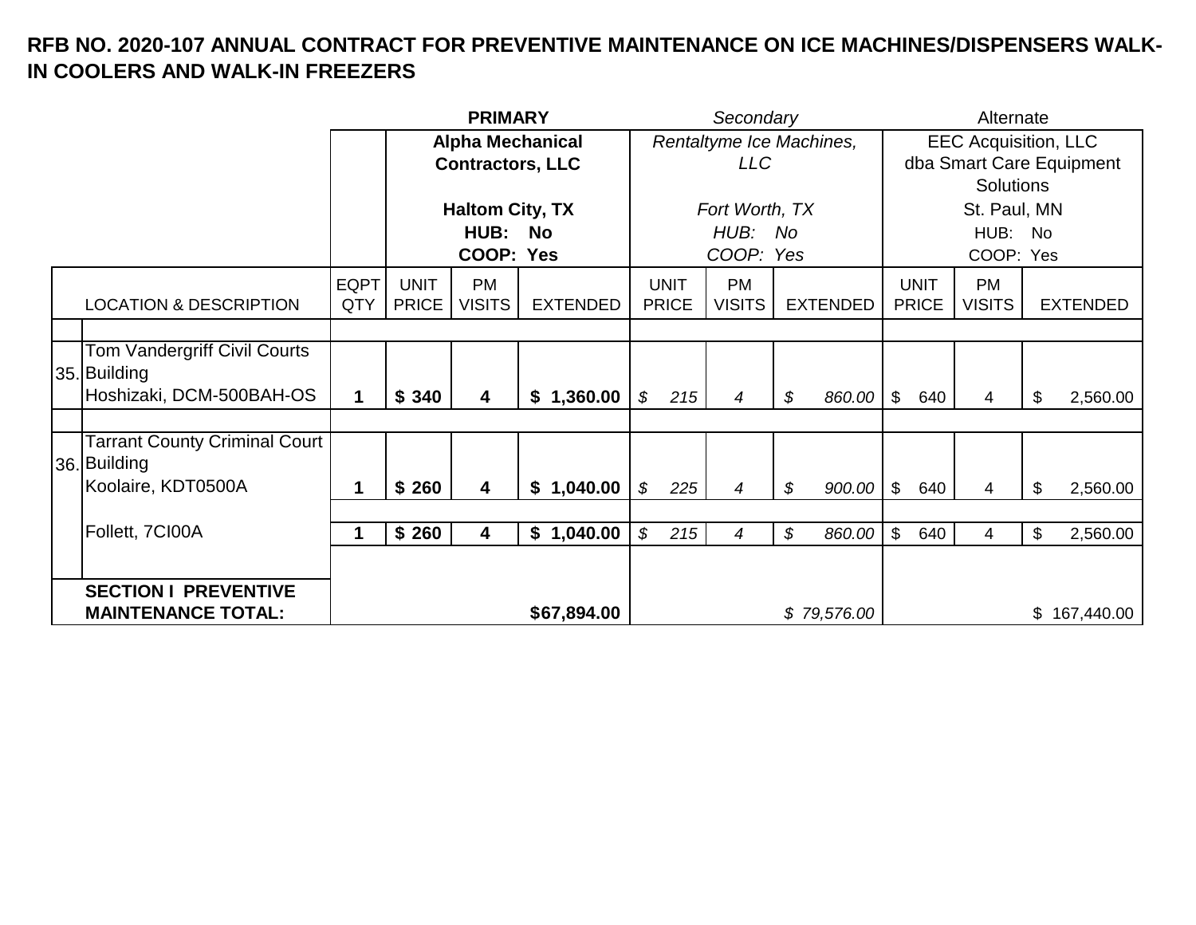**RFB NO. 2020-107 ANNUAL CONTRACT FOR PREVENTIVE MAINTENANCE ON ICE MACHINES/DISPENSERS WALK-IN COOLERS AND WALK-IN FREEZERS**

| | | | **PRIMARY** | | | *Secondary* | | | Alternate | | |
|---|---|---|---|---|---|---|---|---|---|---|---|
| | | **Alpha Mechanical Contractors, LLC**<br><br>**Haltom City, TX**<br>**HUB: No**<br>**COOP: Yes** | | | *Rentaltyme Ice Machines, LLC*<br><br>*Fort Worth, TX*<br>*HUB: No*<br>*COOP: Yes* | | | EEC Acquisition, LLC dba Smart Care Equipment Solutions<br>St. Paul, MN<br>HUB: No<br>COOP: Yes | | |
| **LOCATION & DESCRIPTION** | **EQPT QTY** | **UNIT PRICE** | **PM VISITS** | **EXTENDED** | **UNIT PRICE** | **PM VISITS** | **EXTENDED** | **UNIT PRICE** | **PM VISITS** | **EXTENDED** |
| 35. Tom Vandergriff Civil Courts Building<br>Hoshizaki, DCM-500BAH-OS | **1** | **$ 340** | **4** | **$ 1,360.00** | *$ 215* | *4* | *$ 860.00* | $ 640 | 4 | $ 2,560.00 |
| 36. Tarrant County Criminal Court Building<br>Koolaire, KDT0500A | **1** | **$ 260** | **4** | **$ 1,040.00** | *$ 225* | *4* | *$ 900.00* | $ 640 | 4 | $ 2,560.00 |
| Follett, 7CI00A | **1** | **$ 260** | **4** | **$ 1,040.00** | *$ 215* | *4* | *$ 860.00* | $ 640 | 4 | $ 2,560.00 |
| **SECTION I PREVENTIVE MAINTENANCE TOTAL:** | | | | **$67,894.00** | | | *$ 79,576.00* | | | $ 167,440.00 |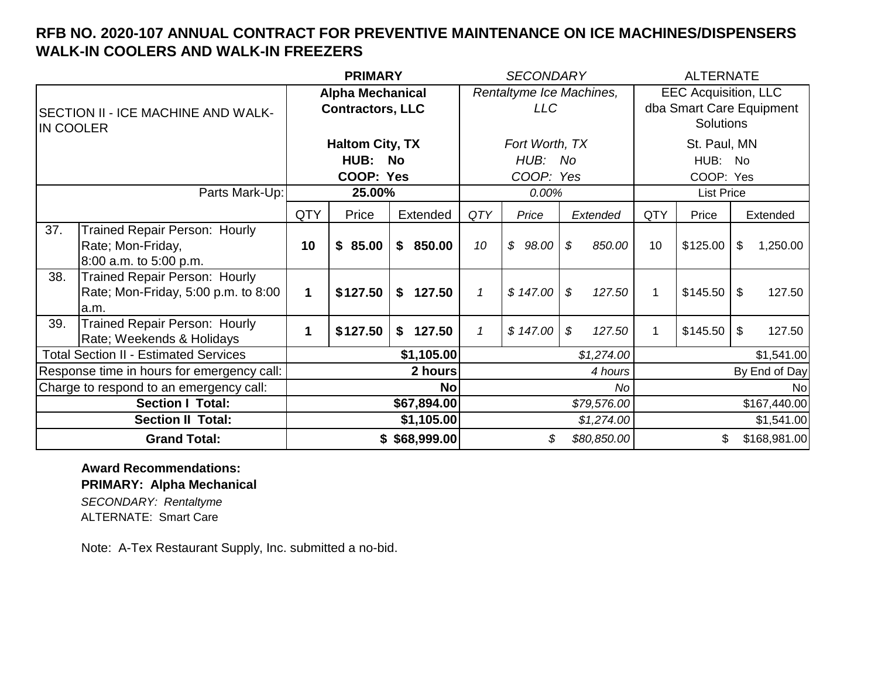# RFB NO. 2020-107 ANNUAL CONTRACT FOR PREVENTIVE MAINTENANCE ON ICE MACHINES/DISPENSERS WALK-IN COOLERS AND WALK-IN FREEZERS

| | | **PRIMARY** | | | *SECONDARY* | | | ALTERNATE | | |
|---|---|---|---|---|---|---|---|---|---|---|
| SECTION II - ICE MACHINE AND WALK-IN COOLER | | **Alpha Mechanical Contractors, LLC**<br><br>**Haltom City, TX**<br>**HUB: No**<br>**COOP: Yes** | | | *Rentaltyme Ice Machines, LLC*<br><br>*Fort Worth, TX*<br>*HUB: No*<br>*COOP: Yes* | | | EEC Acquisition, LLC dba Smart Care Equipment Solutions<br><br>St. Paul, MN<br>HUB: No<br>COOP: Yes | | |
| | Parts Mark-Up: | **25.00%** | | | *0.00%* | | | List Price | | |
| | | QTY | Price | Extended | *QTY* | *Price* | *Extended* | QTY | Price | Extended |
| 37. | Trained Repair Person: Hourly Rate; Mon-Friday, 8:00 a.m. to 5:00 p.m. | **10** | **$ 85.00** | **$ 850.00** | *10* | *$ 98.00* | *$ 850.00* | 10 | $125.00 | $ 1,250.00 |
| 38. | Trained Repair Person: Hourly Rate; Mon-Friday, 5:00 p.m. to 8:00 a.m. | **1** | **$127.50** | **$ 127.50** | *1* | *$ 147.00* | *$ 127.50* | 1 | $145.50 | $ 127.50 |
| 39. | Trained Repair Person: Hourly Rate; Weekends & Holidays | **1** | **$127.50** | **$ 127.50** | *1* | *$ 147.00* | *$ 127.50* | 1 | $145.50 | $ 127.50 |
| Total Section II - Estimated Services | | | | **$1,105.00** | | | *$1,274.00* | | | $1,541.00 |
| Response time in hours for emergency call: | | | | **2 hours** | | | *4 hours* | | | By End of Day |
| Charge to respond to an emergency call: | | | | **No** | | | *No* | | | No |
| **Section I Total:** | | | | **$67,894.00** | | | *$79,576.00* | | | $167,440.00 |
| **Section II Total:** | | | | **$1,105.00** | | | *$1,274.00* | | | $1,541.00 |
| **Grand Total:** | | | | **$ $68,999.00** | | | *$ $80,850.00* | | | $ $168,981.00 |

**Award Recommendations:**
**PRIMARY: Alpha Mechanical**
*SECONDARY: Rentaltyme*
ALTERNATE: Smart Care

Note: A-Tex Restaurant Supply, Inc. submitted a no-bid.